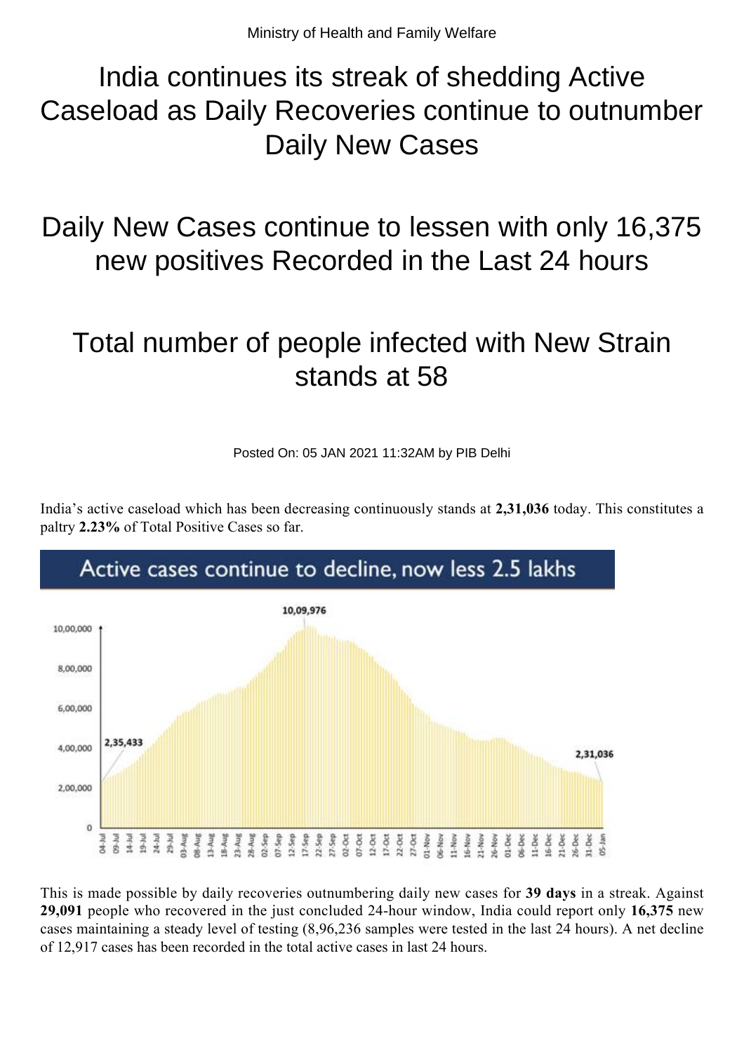Ministry of Health and Family Welfare

# India continues its streak of shedding Active Caseload as Daily Recoveries continue to outnumber Daily New Cases

# Daily New Cases continue to lessen with only 16,375 new positives Recorded in the Last 24 hours

# Total number of people infected with New Strain stands at 58

Posted On: 05 JAN 2021 11:32AM by PIB Delhi

India's active caseload which has been decreasing continuously stands at **2,31,036** today. This constitutes a paltry **2.23%** of Total Positive Cases so far.

Active cases continue to decline, now less 2.5 lakhs

This is made possible by daily recoveries outnumbering daily new cases for **39 days** in a streak. Against **29,091** people who recovered in the just concluded 24-hour window, India could report only **16,375** new cases maintaining a steady level of testing (8,96,236 samples were tested in the last 24 hours). A net decline of 12,917 cases has been recorded in the total active cases in last 24 hours.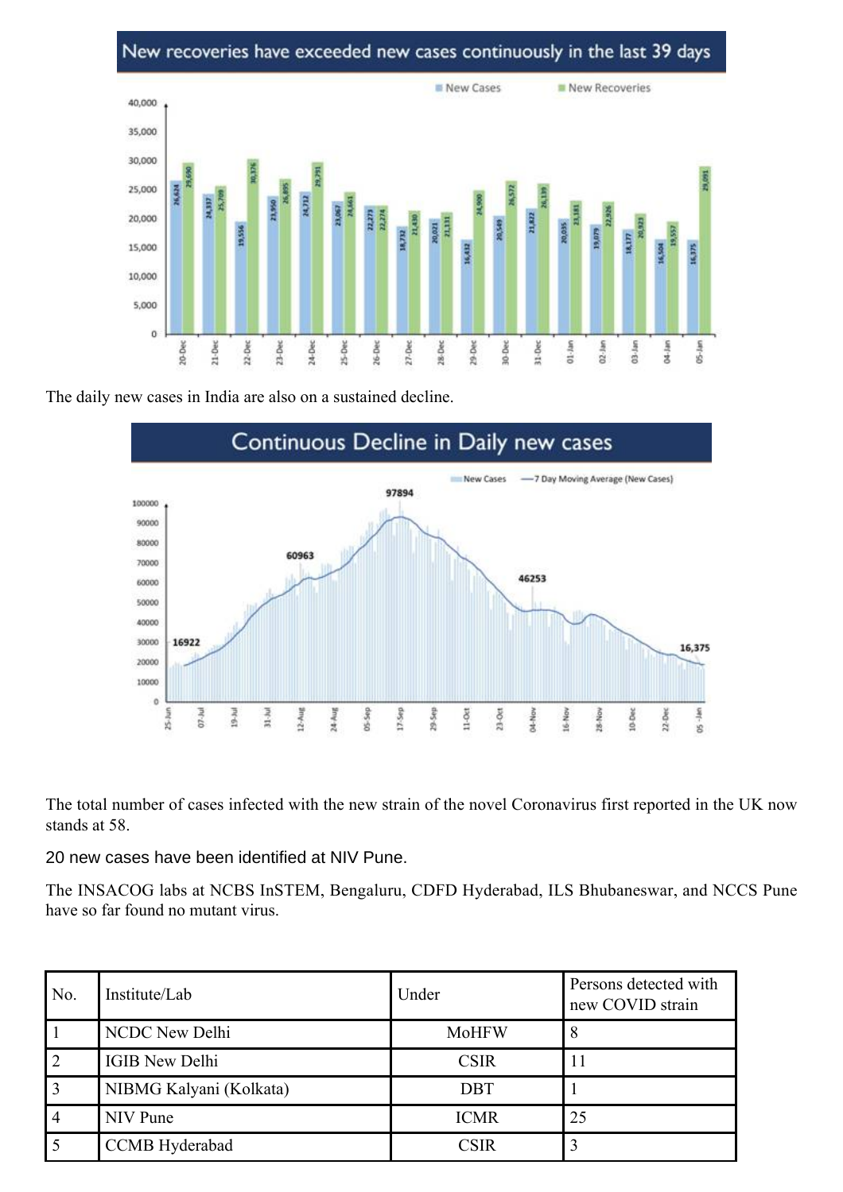## New recoveries have exceeded new cases continuously in the last 39 days

| Date | New Cases | New Recoveries |
|---|---|---|
| 20-Dec | 26,624 | 29,690 |
| 21-Dec | 24,337 | 25,709 |
| 22-Dec | 19,556 | 30,376 |
| 23-Dec | 23,950 | 26,895 |
| 24-Dec | 24,712 | 29,791 |
| 25-Dec | 23,067 | 24,661 |
| 26-Dec | 22,273 | 22,274 |
| 27-Dec | 18,732 | 21,430 |
| 28-Dec | 20,021 | 21,131 |
| 29-Dec | 16,432 | 24,900 |
| 30-Dec | 20,549 | 26,572 |
| 31-Dec | 21,822 | 26,139 |
| 01-Jan | 20,035 | 23,181 |
| 02-Jan | 19,079 | 22,926 |
| 03-Jan | 18,177 | 20,923 |
| 04-Jan | 16,504 | 19,557 |
| 05-Jan | 16,375 | 29,091 |

The daily new cases in India are also on a sustained decline.

## Continuous Decline in Daily new cases

New Cases — 7 Day Moving Average (New Cases)

Labelled values: 16922, 60963, 97894, 46253, 16,375

The total number of cases infected with the new strain of the novel Coronavirus first reported in the UK now stands at 58.

20 new cases have been identified at NIV Pune.

The INSACOG labs at NCBS InSTEM, Bengaluru, CDFD Hyderabad, ILS Bhubaneswar, and NCCS Pune have so far found no mutant virus.

| No. | Institute/Lab | Under | Persons detected with new COVID strain |
|---|---|---|---|
| 1 | NCDC New Delhi | MoHFW | 8 |
| 2 | IGIB New Delhi | CSIR | 11 |
| 3 | NIBMG Kalyani (Kolkata) | DBT | 1 |
| 4 | NIV Pune | ICMR | 25 |
| 5 | CCMB Hyderabad | CSIR | 3 |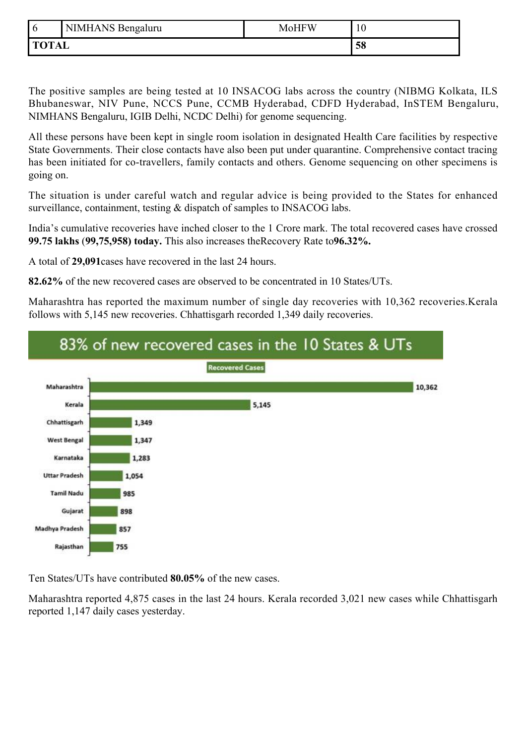| 6 | NIMHANS Bengaluru | MoHFW | 10 |
|---|---|---|---|
| **TOTAL** | | | **58** |

The positive samples are being tested at 10 INSACOG labs across the country (NIBMG Kolkata, ILS Bhubaneswar, NIV Pune, NCCS Pune, CCMB Hyderabad, CDFD Hyderabad, InSTEM Bengaluru, NIMHANS Bengaluru, IGIB Delhi, NCDC Delhi) for genome sequencing.

All these persons have been kept in single room isolation in designated Health Care facilities by respective State Governments. Their close contacts have also been put under quarantine. Comprehensive contact tracing has been initiated for co-travellers, family contacts and others. Genome sequencing on other specimens is going on.

The situation is under careful watch and regular advice is being provided to the States for enhanced surveillance, containment, testing & dispatch of samples to INSACOG labs.

India's cumulative recoveries have inched closer to the 1 Crore mark. The total recovered cases have crossed **99.75 lakhs (99,75,958) today.** This also increases theRecovery Rate to**96.32%.**

A total of **29,091**cases have recovered in the last 24 hours.

**82.62%** of the new recovered cases are observed to be concentrated in 10 States/UTs.

Maharashtra has reported the maximum number of single day recoveries with 10,362 recoveries.Kerala follows with 5,145 new recoveries. Chhattisgarh recorded 1,349 daily recoveries.

**83% of new recovered cases in the 10 States & UTs**

| State | Recovered Cases |
|---|---|
| Maharashtra | 10,362 |
| Kerala | 5,145 |
| Chhattisgarh | 1,349 |
| West Bengal | 1,347 |
| Karnataka | 1,283 |
| Uttar Pradesh | 1,054 |
| Tamil Nadu | 985 |
| Gujarat | 898 |
| Madhya Pradesh | 857 |
| Rajasthan | 755 |

Ten States/UTs have contributed **80.05%** of the new cases.

Maharashtra reported 4,875 cases in the last 24 hours. Kerala recorded 3,021 new cases while Chhattisgarh reported 1,147 daily cases yesterday.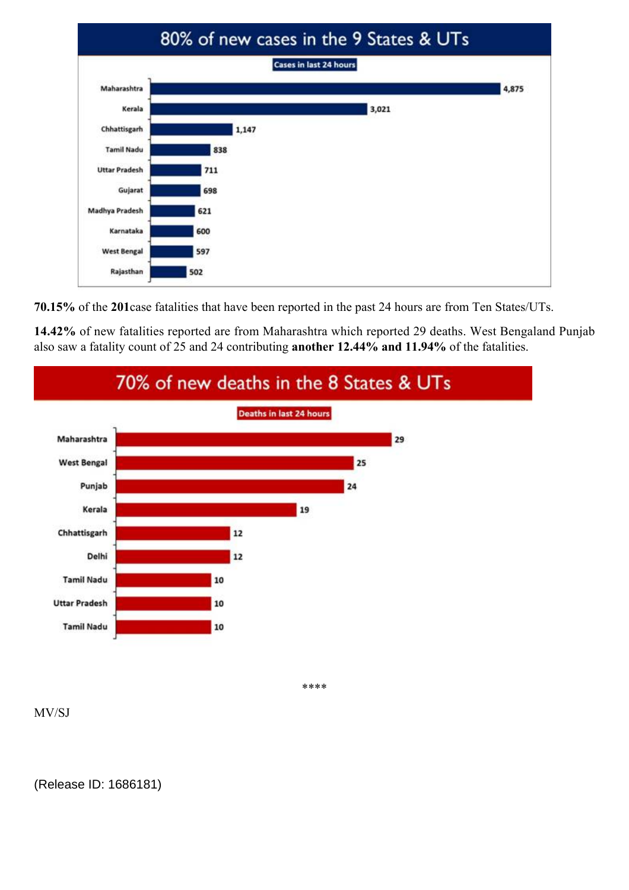80% of new cases in the 9 States & UTs

Cases in last 24 hours

Maharashtra 4,875
Kerala 3,021
Chhattisgarh 1,147
Tamil Nadu 838
Uttar Pradesh 711
Gujarat 698
Madhya Pradesh 621
Karnataka 600
West Bengal 597
Rajasthan 502

**70.15%** of the **201**case fatalities that have been reported in the past 24 hours are from Ten States/UTs.

**14.42%** of new fatalities reported are from Maharashtra which reported 29 deaths. West Bengaland Punjab also saw a fatality count of 25 and 24 contributing **another 12.44% and 11.94%** of the fatalities.

70% of new deaths in the 8 States & UTs

Deaths in last 24 hours

Maharashtra 29
West Bengal 25
Punjab 24
Kerala 19
Chhattisgarh 12
Delhi 12
Tamil Nadu 10
Uttar Pradesh 10
Tamil Nadu 10

****

MV/SJ

(Release ID: 1686181)